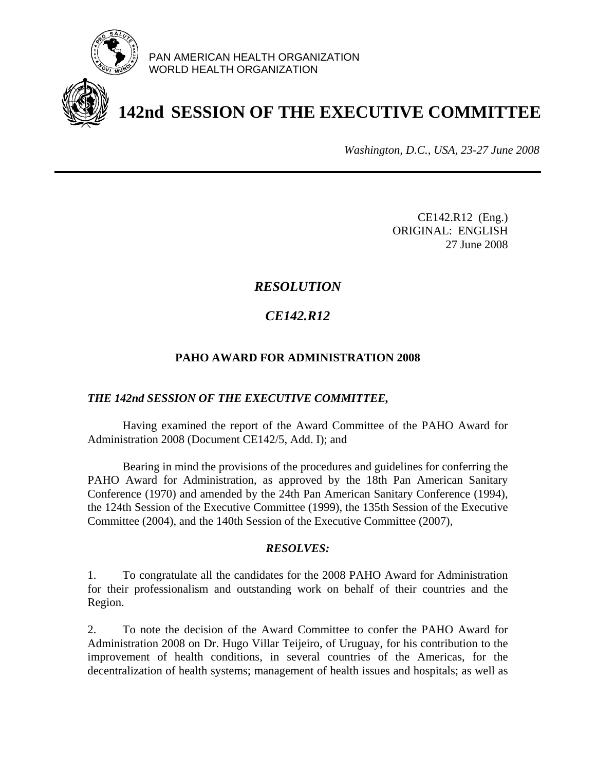PAN AMERICAN HEALTH ORGANIZATION
WORLD HEALTH ORGANIZATION

# 142nd SESSION OF THE EXECUTIVE COMMITTEE

*Washington, D.C., USA, 23-27 June 2008*

CE142.R12 (Eng.)
ORIGINAL: ENGLISH
27 June 2008

## *RESOLUTION*

## *CE142.R12*

### PAHO AWARD FOR ADMINISTRATION 2008

***THE 142nd SESSION OF THE EXECUTIVE COMMITTEE,***

Having examined the report of the Award Committee of the PAHO Award for Administration 2008 (Document CE142/5, Add. I); and

Bearing in mind the provisions of the procedures and guidelines for conferring the PAHO Award for Administration, as approved by the 18th Pan American Sanitary Conference (1970) and amended by the 24th Pan American Sanitary Conference (1994), the 124th Session of the Executive Committee (1999), the 135th Session of the Executive Committee (2004), and the 140th Session of the Executive Committee (2007),

***RESOLVES:***

1. To congratulate all the candidates for the 2008 PAHO Award for Administration for their professionalism and outstanding work on behalf of their countries and the Region.

2. To note the decision of the Award Committee to confer the PAHO Award for Administration 2008 on Dr. Hugo Villar Teijeiro, of Uruguay, for his contribution to the improvement of health conditions, in several countries of the Americas, for the decentralization of health systems; management of health issues and hospitals; as well as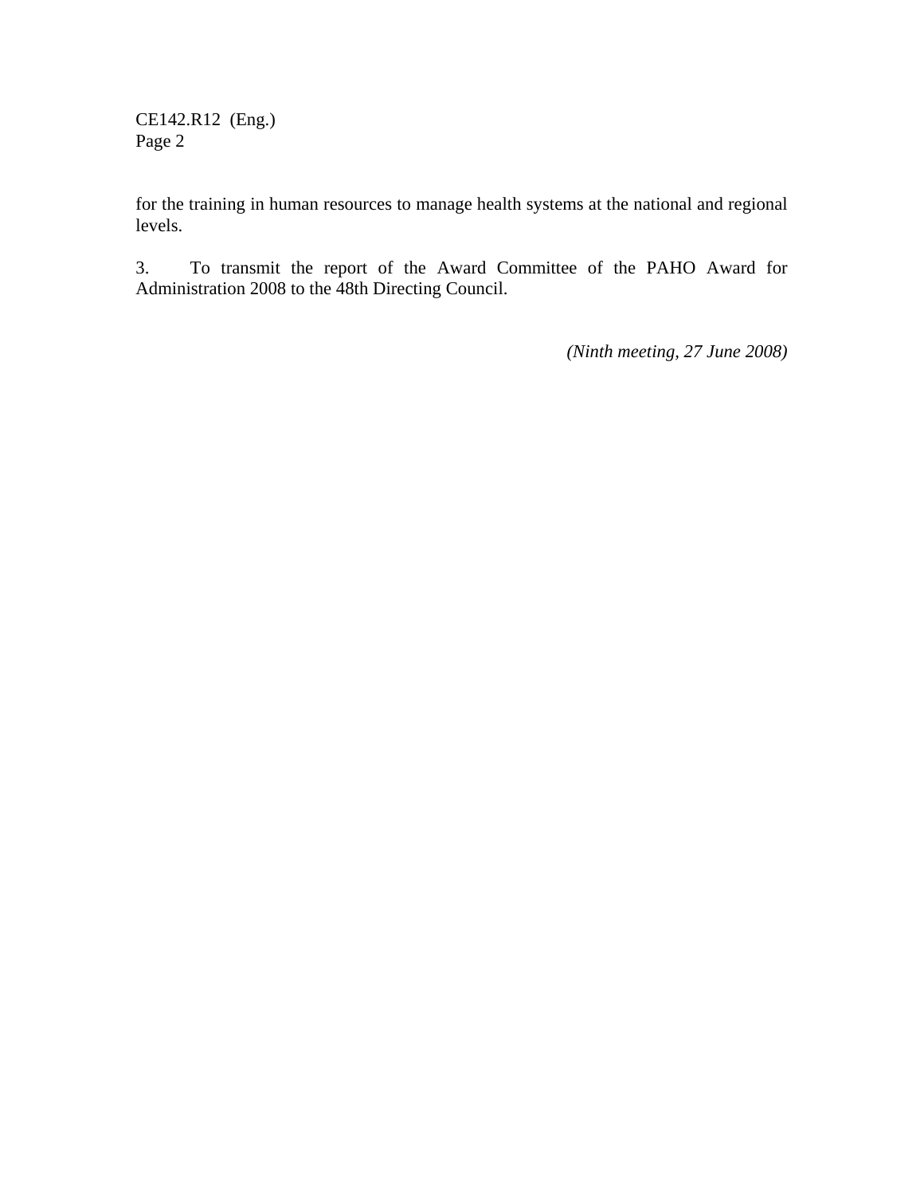for the training in human resources to manage health systems at the national and regional levels.

3. To transmit the report of the Award Committee of the PAHO Award for Administration 2008 to the 48th Directing Council.

*(Ninth meeting, 27 June 2008)*